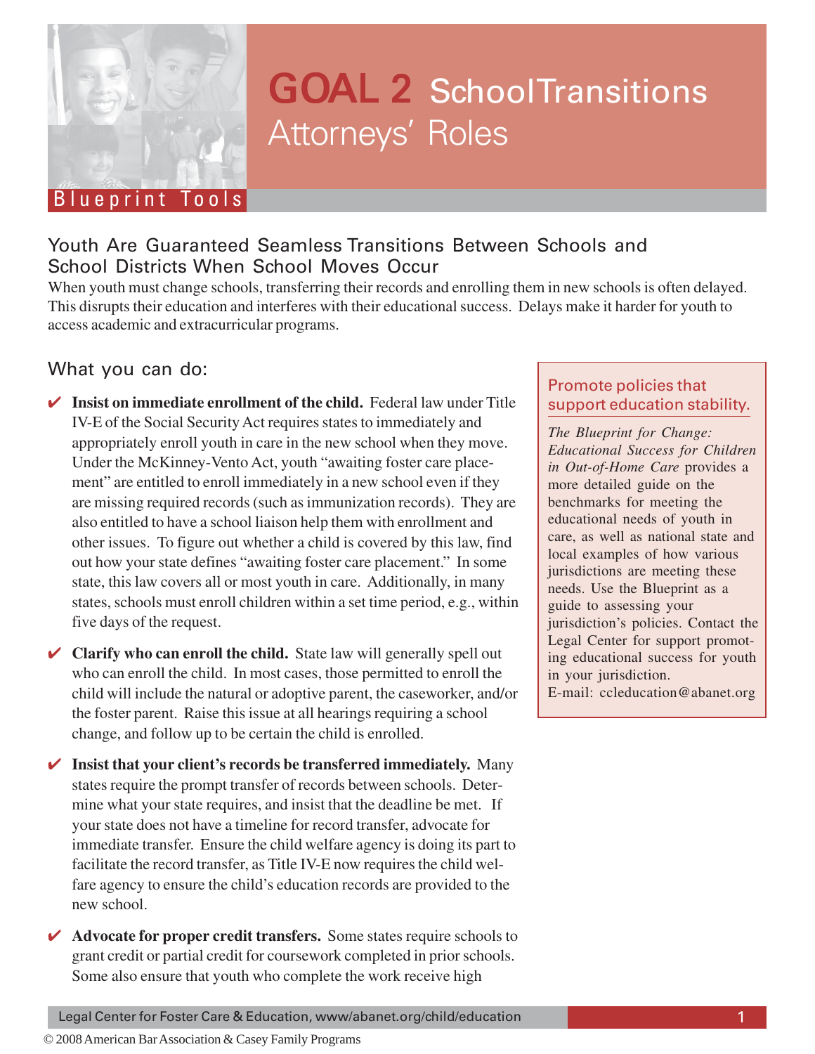# GOAL 2 SchoolTransitions

## Attorneys' Roles

Blueprint Tools

## Youth Are Guaranteed Seamless Transitions Between Schools and School Districts When School Moves Occur

When youth must change schools, transferring their records and enrolling them in new schools is often delayed. This disrupts their education and interferes with their educational success. Delays make it harder for youth to access academic and extracurricular programs.

### What you can do:

- ✔ **Insist on immediate enrollment of the child.** Federal law under Title IV-E of the Social Security Act requires states to immediately and appropriately enroll youth in care in the new school when they move. Under the McKinney-Vento Act, youth "awaiting foster care placement" are entitled to enroll immediately in a new school even if they are missing required records (such as immunization records). They are also entitled to have a school liaison help them with enrollment and other issues. To figure out whether a child is covered by this law, find out how your state defines "awaiting foster care placement." In some state, this law covers all or most youth in care. Additionally, in many states, schools must enroll children within a set time period, e.g., within five days of the request.

- ✔ **Clarify who can enroll the child.** State law will generally spell out who can enroll the child. In most cases, those permitted to enroll the child will include the natural or adoptive parent, the caseworker, and/or the foster parent. Raise this issue at all hearings requiring a school change, and follow up to be certain the child is enrolled.

- ✔ **Insist that your client's records be transferred immediately.** Many states require the prompt transfer of records between schools. Determine what your state requires, and insist that the deadline be met. If your state does not have a timeline for record transfer, advocate for immediate transfer. Ensure the child welfare agency is doing its part to facilitate the record transfer, as Title IV-E now requires the child welfare agency to ensure the child's education records are provided to the new school.

- ✔ **Advocate for proper credit transfers.** Some states require schools to grant credit or partial credit for coursework completed in prior schools. Some also ensure that youth who complete the work receive high

### Promote policies that support education stability.

*The Blueprint for Change: Educational Success for Children in Out-of-Home Care* provides a more detailed guide on the benchmarks for meeting the educational needs of youth in care, as well as national state and local examples of how various jurisdictions are meeting these needs. Use the Blueprint as a guide to assessing your jurisdiction's policies. Contact the Legal Center for support promoting educational success for youth in your jurisdiction.
E-mail: ccleducation@abanet.org

Legal Center for Foster Care & Education, www/abanet.org/child/education

© 2008 American Bar Association & Casey Family Programs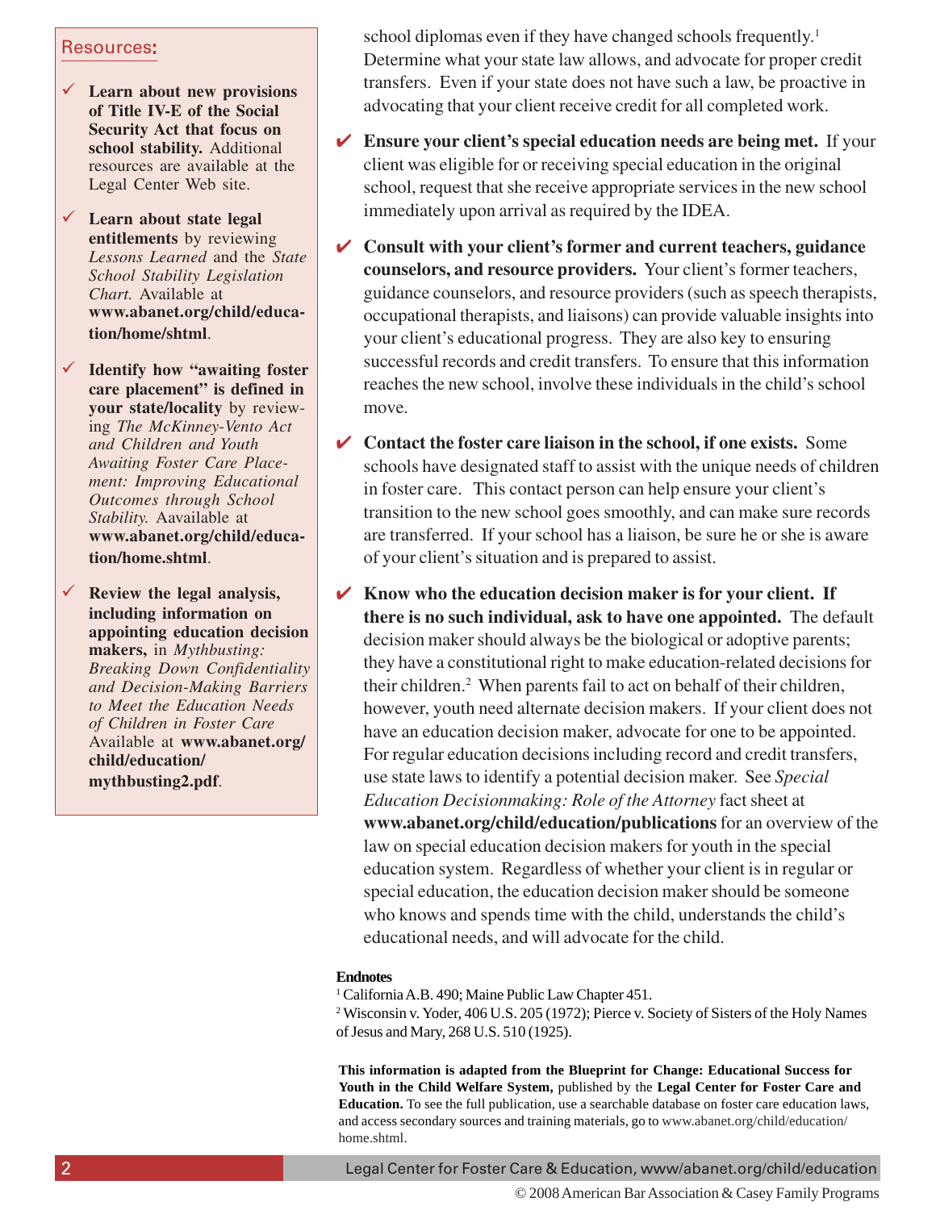school diplomas even if they have changed schools frequently.[1] Determine what your state law allows, and advocate for proper credit transfers. Even if your state does not have such a law, be proactive in advocating that your client receive credit for all completed work.

- ✔ **Ensure your client's special education needs are being met.** If your client was eligible for or receiving special education in the original school, request that she receive appropriate services in the new school immediately upon arrival as required by the IDEA.

- ✔ **Consult with your client's former and current teachers, guidance counselors, and resource providers.** Your client's former teachers, guidance counselors, and resource providers (such as speech therapists, occupational therapists, and liaisons) can provide valuable insights into your client's educational progress. They are also key to ensuring successful records and credit transfers. To ensure that this information reaches the new school, involve these individuals in the child's school move.

- ✔ **Contact the foster care liaison in the school, if one exists.** Some schools have designated staff to assist with the unique needs of children in foster care. This contact person can help ensure your client's transition to the new school goes smoothly, and can make sure records are transferred. If your school has a liaison, be sure he or she is aware of your client's situation and is prepared to assist.

- ✔ **Know who the education decision maker is for your client. If there is no such individual, ask to have one appointed.** The default decision maker should always be the biological or adoptive parents; they have a constitutional right to make education-related decisions for their children.[2] When parents fail to act on behalf of their children, however, youth need alternate decision makers. If your client does not have an education decision maker, advocate for one to be appointed. For regular education decisions including record and credit transfers, use state laws to identify a potential decision maker. See *Special Education Decisionmaking: Role of the Attorney* fact sheet at **www.abanet.org/child/education/publications** for an overview of the law on special education decision makers for youth in the special education system. Regardless of whether your client is in regular or special education, the education decision maker should be someone who knows and spends time with the child, understands the child's educational needs, and will advocate for the child.

## Resources:

- ✓ **Learn about new provisions of Title IV-E of the Social Security Act that focus on school stability.** Additional resources are available at the Legal Center Web site.

- ✓ **Learn about state legal entitlements** by reviewing *Lessons Learned* and the *State School Stability Legislation Chart.* Available at **www.abanet.org/child/education/home/shtml**.

- ✓ **Identify how "awaiting foster care placement" is defined in your state/locality** by reviewing *The McKinney-Vento Act and Children and Youth Awaiting Foster Care Placement: Improving Educational Outcomes through School Stability.* Aavailable at **www.abanet.org/child/education/home.shtml**.

- ✓ **Review the legal analysis, including information on appointing education decision makers,** in *Mythbusting: Breaking Down Confidentiality and Decision-Making Barriers to Meet the Education Needs of Children in Foster Care* Available at **www.abanet.org/child/education/mythbusting2.pdf**.

**Endnotes**

[1] California A.B. 490; Maine Public Law Chapter 451.

[2] Wisconsin v. Yoder, 406 U.S. 205 (1972); Pierce v. Society of Sisters of the Holy Names of Jesus and Mary, 268 U.S. 510 (1925).

**This information is adapted from the Blueprint for Change: Educational Success for Youth in the Child Welfare System,** published by the **Legal Center for Foster Care and Education.** To see the full publication, use a searchable database on foster care education laws, and access secondary sources and training materials, go to www.abanet.org/child/education/home.shtml.

© 2008 American Bar Association & Casey Family Programs